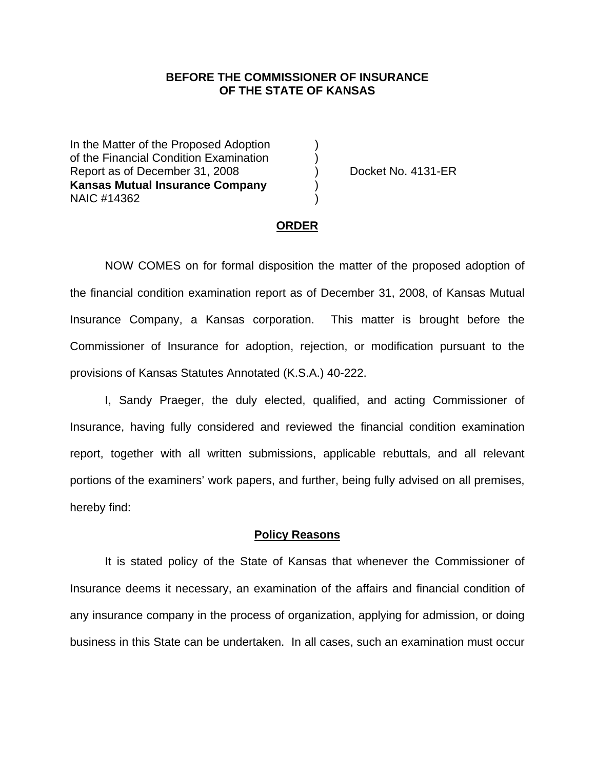**BEFORE THE COMMISSIONER OF INSURANCE**
**OF THE STATE OF KANSAS**

In the Matter of the Proposed Adoption )
of the Financial Condition Examination )
Report as of December 31, 2008 ) Docket No. 4131-ER
**Kansas Mutual Insurance Company** )
NAIC #14362 )

## ORDER

NOW COMES on for formal disposition the matter of the proposed adoption of the financial condition examination report as of December 31, 2008, of Kansas Mutual Insurance Company, a Kansas corporation. This matter is brought before the Commissioner of Insurance for adoption, rejection, or modification pursuant to the provisions of Kansas Statutes Annotated (K.S.A.) 40-222.

I, Sandy Praeger, the duly elected, qualified, and acting Commissioner of Insurance, having fully considered and reviewed the financial condition examination report, together with all written submissions, applicable rebuttals, and all relevant portions of the examiners' work papers, and further, being fully advised on all premises, hereby find:

### Policy Reasons

It is stated policy of the State of Kansas that whenever the Commissioner of Insurance deems it necessary, an examination of the affairs and financial condition of any insurance company in the process of organization, applying for admission, or doing business in this State can be undertaken. In all cases, such an examination must occur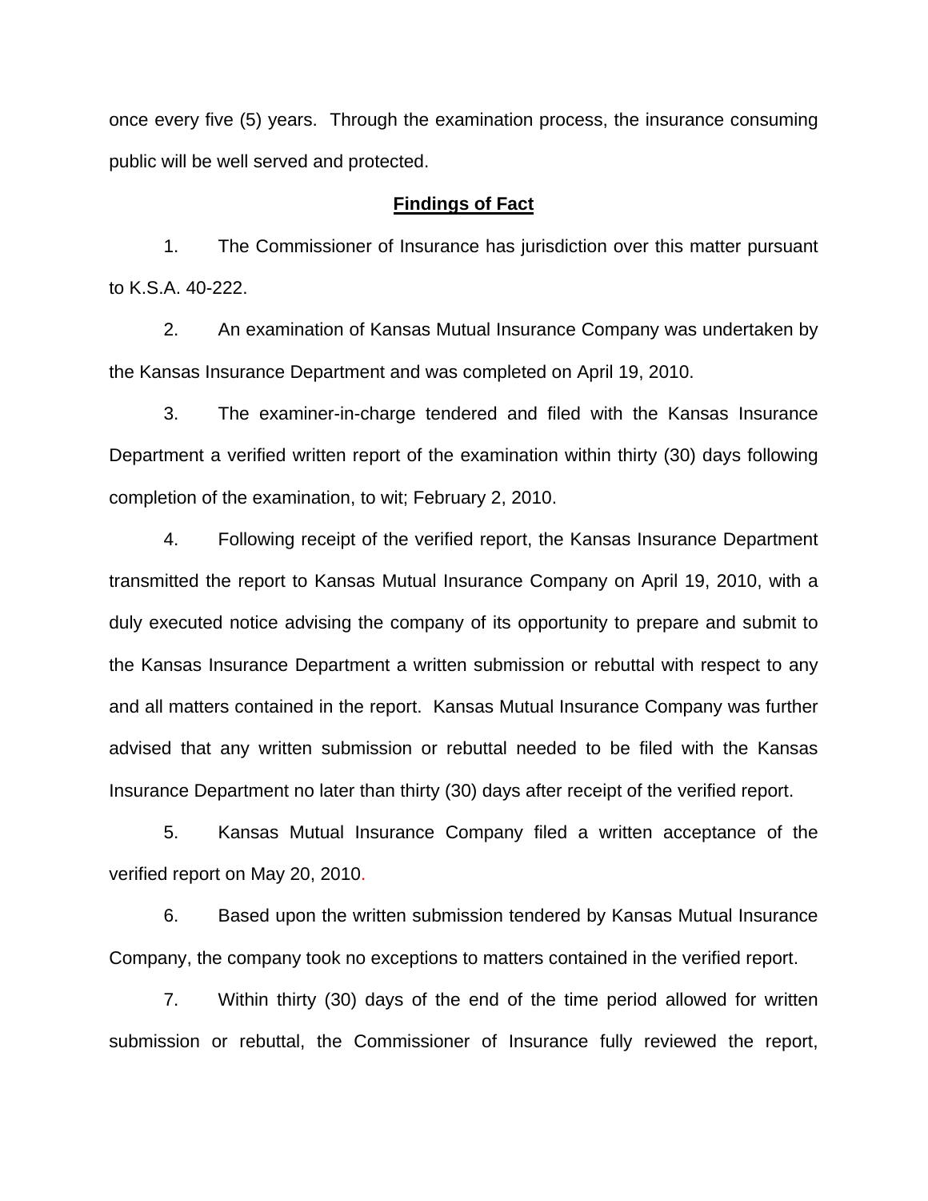once every five (5) years. Through the examination process, the insurance consuming public will be well served and protected.

## **Findings of Fact**

1. The Commissioner of Insurance has jurisdiction over this matter pursuant to K.S.A. 40-222.

2. An examination of Kansas Mutual Insurance Company was undertaken by the Kansas Insurance Department and was completed on April 19, 2010.

3. The examiner-in-charge tendered and filed with the Kansas Insurance Department a verified written report of the examination within thirty (30) days following completion of the examination, to wit; February 2, 2010.

4. Following receipt of the verified report, the Kansas Insurance Department transmitted the report to Kansas Mutual Insurance Company on April 19, 2010, with a duly executed notice advising the company of its opportunity to prepare and submit to the Kansas Insurance Department a written submission or rebuttal with respect to any and all matters contained in the report. Kansas Mutual Insurance Company was further advised that any written submission or rebuttal needed to be filed with the Kansas Insurance Department no later than thirty (30) days after receipt of the verified report.

5. Kansas Mutual Insurance Company filed a written acceptance of the verified report on May 20, 2010.

6. Based upon the written submission tendered by Kansas Mutual Insurance Company, the company took no exceptions to matters contained in the verified report.

7. Within thirty (30) days of the end of the time period allowed for written submission or rebuttal, the Commissioner of Insurance fully reviewed the report,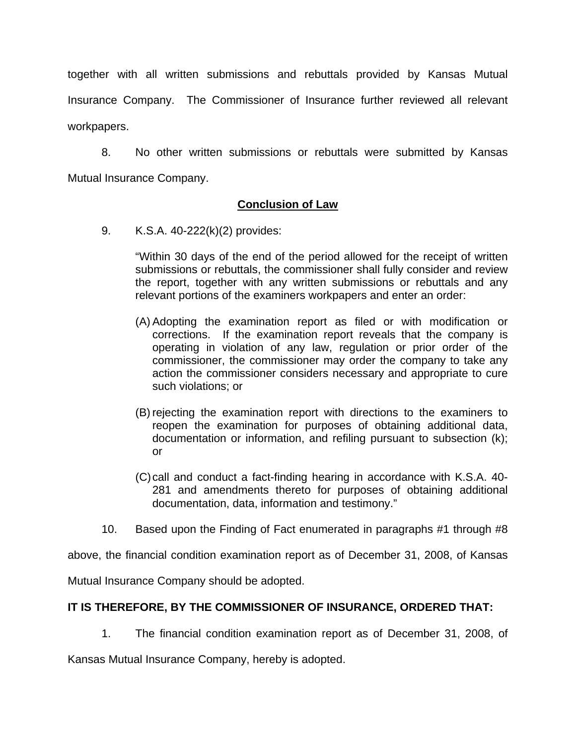together with all written submissions and rebuttals provided by Kansas Mutual Insurance Company. The Commissioner of Insurance further reviewed all relevant workpapers.

8. No other written submissions or rebuttals were submitted by Kansas Mutual Insurance Company.

## Conclusion of Law

9. K.S.A. 40-222(k)(2) provides:

> "Within 30 days of the end of the period allowed for the receipt of written submissions or rebuttals, the commissioner shall fully consider and review the report, together with any written submissions or rebuttals and any relevant portions of the examiners workpapers and enter an order:
>
> (A) Adopting the examination report as filed or with modification or corrections. If the examination report reveals that the company is operating in violation of any law, regulation or prior order of the commissioner, the commissioner may order the company to take any action the commissioner considers necessary and appropriate to cure such violations; or
>
> (B) rejecting the examination report with directions to the examiners to reopen the examination for purposes of obtaining additional data, documentation or information, and refiling pursuant to subsection (k); or
>
> (C) call and conduct a fact-finding hearing in accordance with K.S.A. 40-281 and amendments thereto for purposes of obtaining additional documentation, data, information and testimony."

10. Based upon the Finding of Fact enumerated in paragraphs #1 through #8 above, the financial condition examination report as of December 31, 2008, of Kansas Mutual Insurance Company should be adopted.

**IT IS THEREFORE, BY THE COMMISSIONER OF INSURANCE, ORDERED THAT:**

1. The financial condition examination report as of December 31, 2008, of Kansas Mutual Insurance Company, hereby is adopted.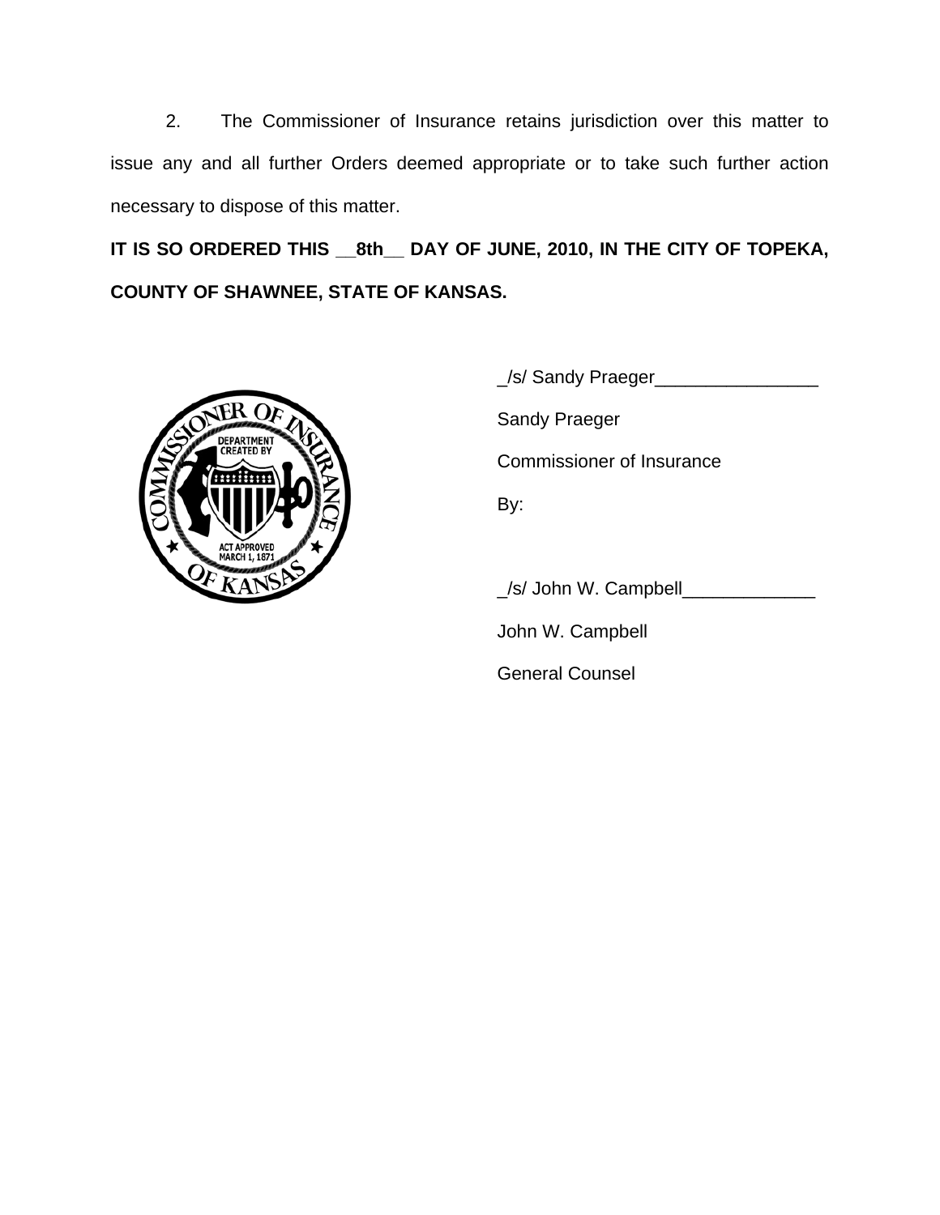2. The Commissioner of Insurance retains jurisdiction over this matter to issue any and all further Orders deemed appropriate or to take such further action necessary to dispose of this matter.

**IT IS SO ORDERED THIS __8th__ DAY OF JUNE, 2010, IN THE CITY OF TOPEKA, COUNTY OF SHAWNEE, STATE OF KANSAS.**

_/s/ Sandy Praeger________________

Sandy Praeger

Commissioner of Insurance

By:

_/s/ John W. Campbell_____________

John W. Campbell

General Counsel